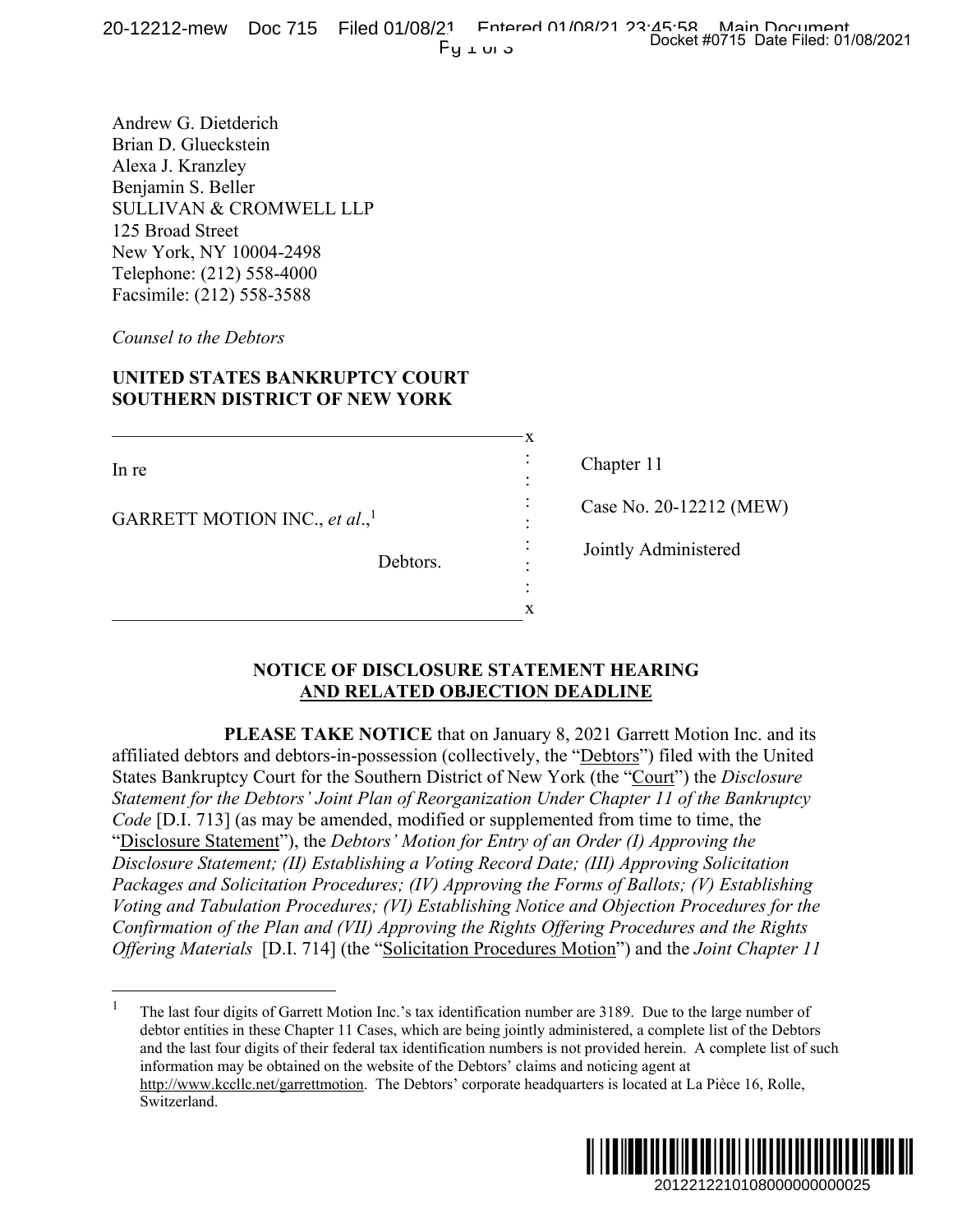Andrew G. Dietderich
Brian D. Glueckstein
Alexa J. Kranzley
Benjamin S. Beller
SULLIVAN & CROMWELL LLP
125 Broad Street
New York, NY 10004-2498
Telephone: (212) 558-4000
Facsimile: (212) 558-3588

*Counsel to the Debtors*

**UNITED STATES BANKRUPTCY COURT**
**SOUTHERN DISTRICT OF NEW YORK**

| | |
|---|---|
| In re | Chapter 11 |
| GARRETT MOTION INC., *et al.*,[1] | Case No. 20-12212 (MEW) |
| Debtors. | Jointly Administered |

**NOTICE OF DISCLOSURE STATEMENT HEARING**
**AND RELATED OBJECTION DEADLINE**

**PLEASE TAKE NOTICE** that on January 8, 2021 Garrett Motion Inc. and its affiliated debtors and debtors-in-possession (collectively, the "Debtors") filed with the United States Bankruptcy Court for the Southern District of New York (the "Court") the *Disclosure Statement for the Debtors' Joint Plan of Reorganization Under Chapter 11 of the Bankruptcy Code* [D.I. 713] (as may be amended, modified or supplemented from time to time, the "Disclosure Statement"), the *Debtors' Motion for Entry of an Order (I) Approving the Disclosure Statement; (II) Establishing a Voting Record Date; (III) Approving Solicitation Packages and Solicitation Procedures; (IV) Approving the Forms of Ballots; (V) Establishing Voting and Tabulation Procedures; (VI) Establishing Notice and Objection Procedures for the Confirmation of the Plan and (VII) Approving the Rights Offering Procedures and the Rights Offering Materials* [D.I. 714] (the "Solicitation Procedures Motion") and the *Joint Chapter 11*

[1] The last four digits of Garrett Motion Inc.'s tax identification number are 3189. Due to the large number of debtor entities in these Chapter 11 Cases, which are being jointly administered, a complete list of the Debtors and the last four digits of their federal tax identification numbers is not provided herein. A complete list of such information may be obtained on the website of the Debtors' claims and noticing agent at http://www.kccllc.net/garrettmotion. The Debtors' corporate headquarters is located at La Pièce 16, Rolle, Switzerland.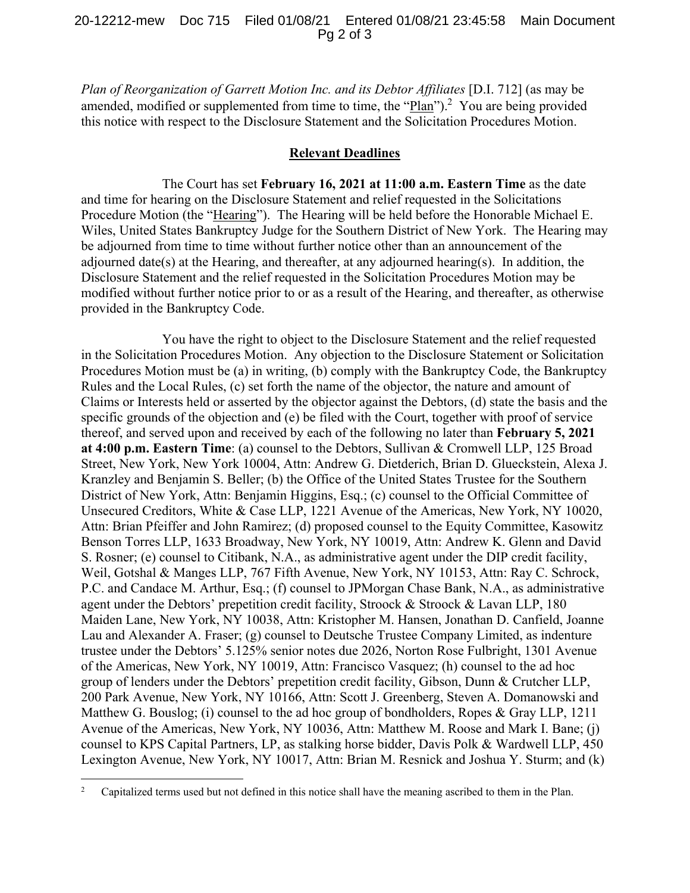*Plan of Reorganization of Garrett Motion Inc. and its Debtor Affiliates* [D.I. 712] (as may be amended, modified or supplemented from time to time, the "Plan").[2] You are being provided this notice with respect to the Disclosure Statement and the Solicitation Procedures Motion.

## Relevant Deadlines

The Court has set **February 16, 2021 at 11:00 a.m. Eastern Time** as the date and time for hearing on the Disclosure Statement and relief requested in the Solicitations Procedure Motion (the "Hearing"). The Hearing will be held before the Honorable Michael E. Wiles, United States Bankruptcy Judge for the Southern District of New York. The Hearing may be adjourned from time to time without further notice other than an announcement of the adjourned date(s) at the Hearing, and thereafter, at any adjourned hearing(s). In addition, the Disclosure Statement and the relief requested in the Solicitation Procedures Motion may be modified without further notice prior to or as a result of the Hearing, and thereafter, as otherwise provided in the Bankruptcy Code.

You have the right to object to the Disclosure Statement and the relief requested in the Solicitation Procedures Motion. Any objection to the Disclosure Statement or Solicitation Procedures Motion must be (a) in writing, (b) comply with the Bankruptcy Code, the Bankruptcy Rules and the Local Rules, (c) set forth the name of the objector, the nature and amount of Claims or Interests held or asserted by the objector against the Debtors, (d) state the basis and the specific grounds of the objection and (e) be filed with the Court, together with proof of service thereof, and served upon and received by each of the following no later than **February 5, 2021 at 4:00 p.m. Eastern Time**: (a) counsel to the Debtors, Sullivan & Cromwell LLP, 125 Broad Street, New York, New York 10004, Attn: Andrew G. Dietderich, Brian D. Glueckstein, Alexa J. Kranzley and Benjamin S. Beller; (b) the Office of the United States Trustee for the Southern District of New York, Attn: Benjamin Higgins, Esq.; (c) counsel to the Official Committee of Unsecured Creditors, White & Case LLP, 1221 Avenue of the Americas, New York, NY 10020, Attn: Brian Pfeiffer and John Ramirez; (d) proposed counsel to the Equity Committee, Kasowitz Benson Torres LLP, 1633 Broadway, New York, NY 10019, Attn: Andrew K. Glenn and David S. Rosner; (e) counsel to Citibank, N.A., as administrative agent under the DIP credit facility, Weil, Gotshal & Manges LLP, 767 Fifth Avenue, New York, NY 10153, Attn: Ray C. Schrock, P.C. and Candace M. Arthur, Esq.; (f) counsel to JPMorgan Chase Bank, N.A., as administrative agent under the Debtors' prepetition credit facility, Stroock & Stroock & Lavan LLP, 180 Maiden Lane, New York, NY 10038, Attn: Kristopher M. Hansen, Jonathan D. Canfield, Joanne Lau and Alexander A. Fraser; (g) counsel to Deutsche Trustee Company Limited, as indenture trustee under the Debtors' 5.125% senior notes due 2026, Norton Rose Fulbright, 1301 Avenue of the Americas, New York, NY 10019, Attn: Francisco Vasquez; (h) counsel to the ad hoc group of lenders under the Debtors' prepetition credit facility, Gibson, Dunn & Crutcher LLP, 200 Park Avenue, New York, NY 10166, Attn: Scott J. Greenberg, Steven A. Domanowski and Matthew G. Bouslog; (i) counsel to the ad hoc group of bondholders, Ropes & Gray LLP, 1211 Avenue of the Americas, New York, NY 10036, Attn: Matthew M. Roose and Mark I. Bane; (j) counsel to KPS Capital Partners, LP, as stalking horse bidder, Davis Polk & Wardwell LLP, 450 Lexington Avenue, New York, NY 10017, Attn: Brian M. Resnick and Joshua Y. Sturm; and (k)

[2] Capitalized terms used but not defined in this notice shall have the meaning ascribed to them in the Plan.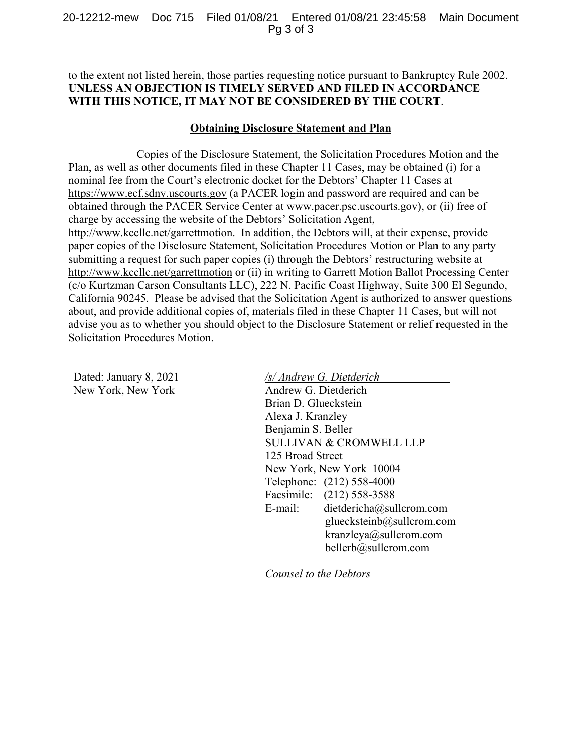to the extent not listed herein, those parties requesting notice pursuant to Bankruptcy Rule 2002. **UNLESS AN OBJECTION IS TIMELY SERVED AND FILED IN ACCORDANCE WITH THIS NOTICE, IT MAY NOT BE CONSIDERED BY THE COURT**.

**Obtaining Disclosure Statement and Plan**

Copies of the Disclosure Statement, the Solicitation Procedures Motion and the Plan, as well as other documents filed in these Chapter 11 Cases, may be obtained (i) for a nominal fee from the Court's electronic docket for the Debtors' Chapter 11 Cases at https://www.ecf.sdny.uscourts.gov (a PACER login and password are required and can be obtained through the PACER Service Center at www.pacer.psc.uscourts.gov), or (ii) free of charge by accessing the website of the Debtors' Solicitation Agent, http://www.kccllc.net/garrettmotion. In addition, the Debtors will, at their expense, provide paper copies of the Disclosure Statement, Solicitation Procedures Motion or Plan to any party submitting a request for such paper copies (i) through the Debtors' restructuring website at http://www.kccllc.net/garrettmotion or (ii) in writing to Garrett Motion Ballot Processing Center (c/o Kurtzman Carson Consultants LLC), 222 N. Pacific Coast Highway, Suite 300 El Segundo, California 90245. Please be advised that the Solicitation Agent is authorized to answer questions about, and provide additional copies of, materials filed in these Chapter 11 Cases, but will not advise you as to whether you should object to the Disclosure Statement or relief requested in the Solicitation Procedures Motion.

Dated: January 8, 2021
New York, New York

*/s/ Andrew G. Dietderich*
Andrew G. Dietderich
Brian D. Glueckstein
Alexa J. Kranzley
Benjamin S. Beller
SULLIVAN & CROMWELL LLP
125 Broad Street
New York, New York 10004
Telephone: (212) 558-4000
Facsimile: (212) 558-3588
E-mail: dietdericha@sullcrom.com
gluecksteinb@sullcrom.com
kranzleya@sullcrom.com
bellerb@sullcrom.com

*Counsel to the Debtors*